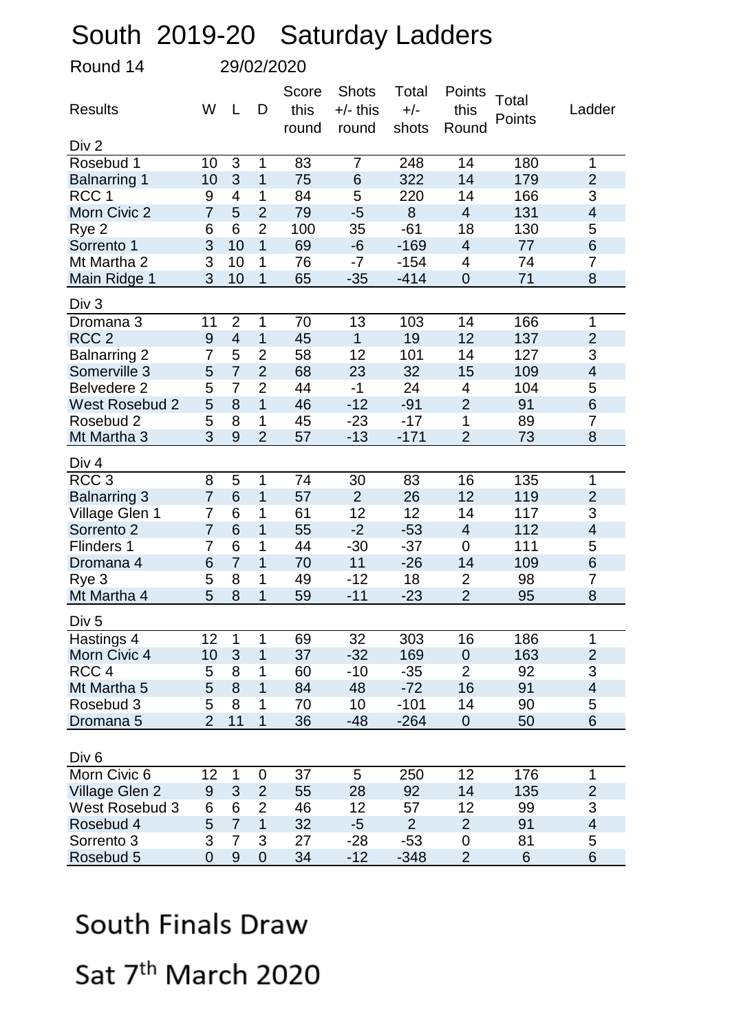# South 2019-20 Saturday Ladders

Round 14 29/02/2020

| Results | W | L | D | Score this round | Shots +/- this round | Total +/- shots | Points this Round | Total Points | Ladder |
|---|---|---|---|---|---|---|---|---|---|
| **Div 2** | | | | | | | | | |
| Rosebud 1 | 10 | 3 | 1 | 83 | 7 | 248 | 14 | 180 | 1 |
| Balnarring 1 | 10 | 3 | 1 | 75 | 6 | 322 | 14 | 179 | 2 |
| RCC 1 | 9 | 4 | 1 | 84 | 5 | 220 | 14 | 166 | 3 |
| Morn Civic 2 | 7 | 5 | 2 | 79 | -5 | 8 | 4 | 131 | 4 |
| Rye 2 | 6 | 6 | 2 | 100 | 35 | -61 | 18 | 130 | 5 |
| Sorrento 1 | 3 | 10 | 1 | 69 | -6 | -169 | 4 | 77 | 6 |
| Mt Martha 2 | 3 | 10 | 1 | 76 | -7 | -154 | 4 | 74 | 7 |
| Main Ridge 1 | 3 | 10 | 1 | 65 | -35 | -414 | 0 | 71 | 8 |
| **Div 3** | | | | | | | | | |
| Dromana 3 | 11 | 2 | 1 | 70 | 13 | 103 | 14 | 166 | 1 |
| RCC 2 | 9 | 4 | 1 | 45 | 1 | 19 | 12 | 137 | 2 |
| Balnarring 2 | 7 | 5 | 2 | 58 | 12 | 101 | 14 | 127 | 3 |
| Somerville 3 | 5 | 7 | 2 | 68 | 23 | 32 | 15 | 109 | 4 |
| Belvedere 2 | 5 | 7 | 2 | 44 | -1 | 24 | 4 | 104 | 5 |
| West Rosebud 2 | 5 | 8 | 1 | 46 | -12 | -91 | 2 | 91 | 6 |
| Rosebud 2 | 5 | 8 | 1 | 45 | -23 | -17 | 1 | 89 | 7 |
| Mt Martha 3 | 3 | 9 | 2 | 57 | -13 | -171 | 2 | 73 | 8 |
| **Div 4** | | | | | | | | | |
| RCC 3 | 8 | 5 | 1 | 74 | 30 | 83 | 16 | 135 | 1 |
| Balnarring 3 | 7 | 6 | 1 | 57 | 2 | 26 | 12 | 119 | 2 |
| Village Glen 1 | 7 | 6 | 1 | 61 | 12 | 12 | 14 | 117 | 3 |
| Sorrento 2 | 7 | 6 | 1 | 55 | -2 | -53 | 4 | 112 | 4 |
| Flinders 1 | 7 | 6 | 1 | 44 | -30 | -37 | 0 | 111 | 5 |
| Dromana 4 | 6 | 7 | 1 | 70 | 11 | -26 | 14 | 109 | 6 |
| Rye 3 | 5 | 8 | 1 | 49 | -12 | 18 | 2 | 98 | 7 |
| Mt Martha 4 | 5 | 8 | 1 | 59 | -11 | -23 | 2 | 95 | 8 |
| **Div 5** | | | | | | | | | |
| Hastings 4 | 12 | 1 | 1 | 69 | 32 | 303 | 16 | 186 | 1 |
| Morn Civic 4 | 10 | 3 | 1 | 37 | -32 | 169 | 0 | 163 | 2 |
| RCC 4 | 5 | 8 | 1 | 60 | -10 | -35 | 2 | 92 | 3 |
| Mt Martha 5 | 5 | 8 | 1 | 84 | 48 | -72 | 16 | 91 | 4 |
| Rosebud 3 | 5 | 8 | 1 | 70 | 10 | -101 | 14 | 90 | 5 |
| Dromana 5 | 2 | 11 | 1 | 36 | -48 | -264 | 0 | 50 | 6 |
| **Div 6** | | | | | | | | | |
| Morn Civic 6 | 12 | 1 | 0 | 37 | 5 | 250 | 12 | 176 | 1 |
| Village Glen 2 | 9 | 3 | 2 | 55 | 28 | 92 | 14 | 135 | 2 |
| West Rosebud 3 | 6 | 6 | 2 | 46 | 12 | 57 | 12 | 99 | 3 |
| Rosebud 4 | 5 | 7 | 1 | 32 | -5 | 2 | 2 | 91 | 4 |
| Sorrento 3 | 3 | 7 | 3 | 27 | -28 | -53 | 0 | 81 | 5 |
| Rosebud 5 | 0 | 9 | 0 | 34 | -12 | -348 | 2 | 6 | 6 |

# South Finals Draw

# Sat 7th March 2020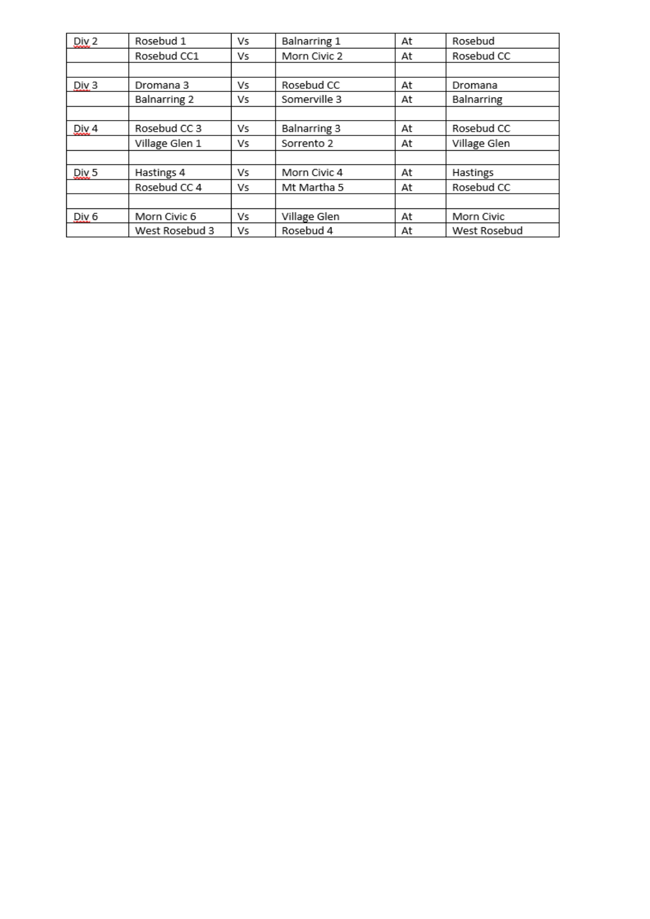| | | | | | |
|---|---|---|---|---|---|
| Div 2 | Rosebud 1 | Vs | Balnarring 1 | At | Rosebud |
| | Rosebud CC1 | Vs | Morn Civic 2 | At | Rosebud CC |
| | | | | | |
| Div 3 | Dromana 3 | Vs | Rosebud CC | At | Dromana |
| | Balnarring 2 | Vs | Somerville 3 | At | Balnarring |
| | | | | | |
| Div 4 | Rosebud CC 3 | Vs | Balnarring 3 | At | Rosebud CC |
| | Village Glen 1 | Vs | Sorrento 2 | At | Village Glen |
| | | | | | |
| Div 5 | Hastings 4 | Vs | Morn Civic 4 | At | Hastings |
| | Rosebud CC 4 | Vs | Mt Martha 5 | At | Rosebud CC |
| | | | | | |
| Div 6 | Morn Civic 6 | Vs | Village Glen | At | Morn Civic |
| | West Rosebud 3 | Vs | Rosebud 4 | At | West Rosebud |